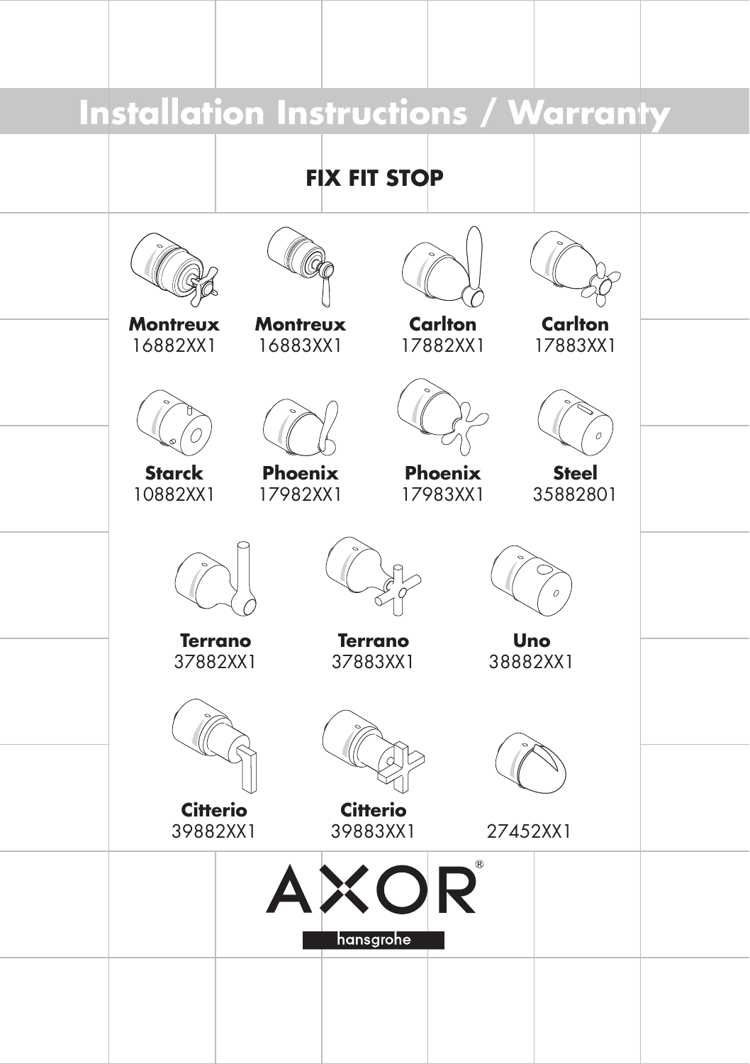# Installation Instructions / Warranty

## FIX FIT STOP

**Montreux**
16882XX1

**Montreux**
16883XX1

**Carlton**
17882XX1

**Carlton**
17883XX1

**Starck**
10882XX1

**Phoenix**
17982XX1

**Phoenix**
17983XX1

**Steel**
35882801

**Terrano**
37882XX1

**Terrano**
37883XX1

**Uno**
38882XX1

**Citterio**
39882XX1

**Citterio**
39883XX1

27452XX1

AXOR®
hansgrohe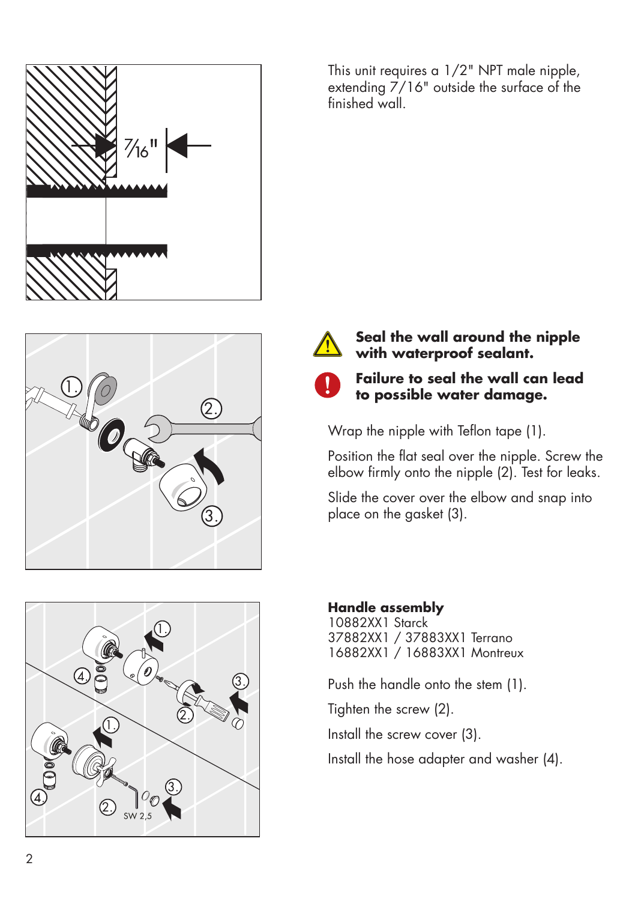This unit requires a 1/2" NPT male nipple, extending 7/16" outside the surface of the finished wall.

**Seal the wall around the nipple with waterproof sealant.**

**Failure to seal the wall can lead to possible water damage.**

Wrap the nipple with Teflon tape (1).

Position the flat seal over the nipple. Screw the elbow firmly onto the nipple (2). Test for leaks.

Slide the cover over the elbow and snap into place on the gasket (3).

**Handle assembly**
10882XX1 Starck
37882XX1 / 37883XX1 Terrano
16882XX1 / 16883XX1 Montreux

Push the handle onto the stem (1).

Tighten the screw (2).

Install the screw cover (3).

Install the hose adapter and washer (4).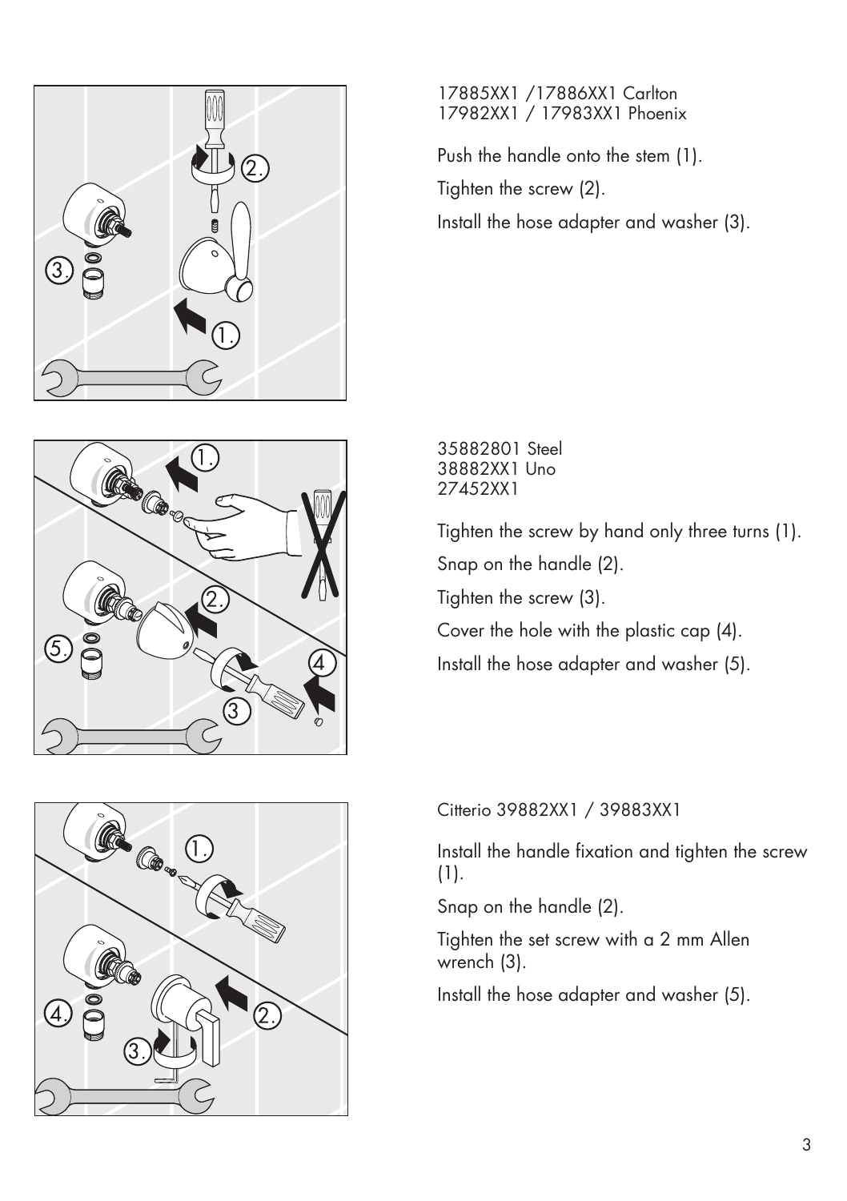17885XX1 /17886XX1 Carlton
17982XX1 / 17983XX1 Phoenix

Push the handle onto the stem (1).

Tighten the screw (2).

Install the hose adapter and washer (3).

35882801 Steel
38882XX1 Uno
27452XX1

Tighten the screw by hand only three turns (1).

Snap on the handle (2).

Tighten the screw (3).

Cover the hole with the plastic cap (4).

Install the hose adapter and washer (5).

Citterio 39882XX1 / 39883XX1

Install the handle fixation and tighten the screw (1).

Snap on the handle (2).

Tighten the set screw with a 2 mm Allen wrench (3).

Install the hose adapter and washer (5).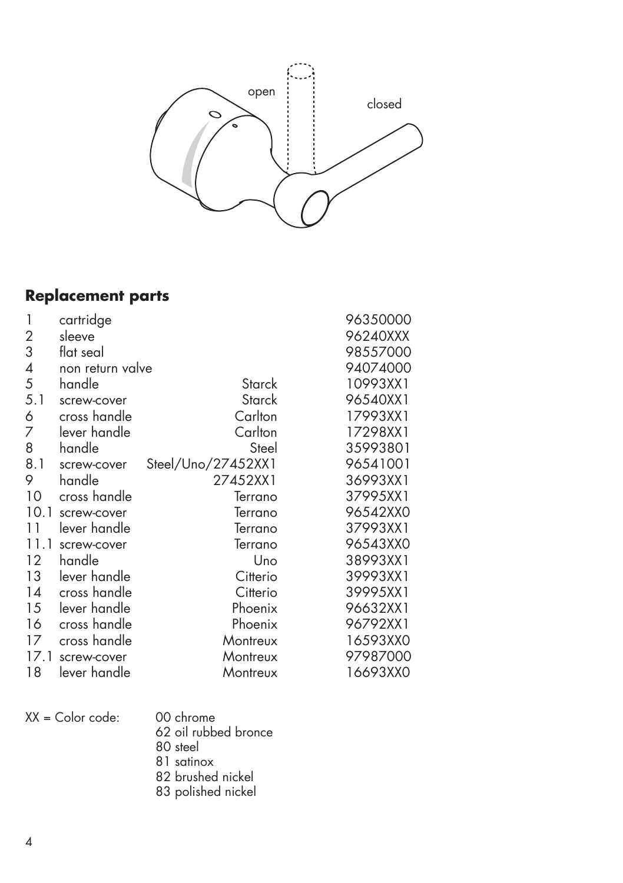open

closed

## Replacement parts

| | | | |
|---|---|---|---|
| 1 | cartridge | | 96350000 |
| 2 | sleeve | | 96240XXX |
| 3 | flat seal | | 98557000 |
| 4 | non return valve | | 94074000 |
| 5 | handle | Starck | 10993XX1 |
| 5.1 | screw-cover | Starck | 96540XX1 |
| 6 | cross handle | Carlton | 17993XX1 |
| 7 | lever handle | Carlton | 17298XX1 |
| 8 | handle | Steel | 35993801 |
| 8.1 | screw-cover | Steel/Uno/27452XX1 | 96541001 |
| 9 | handle | 27452XX1 | 36993XX1 |
| 10 | cross handle | Terrano | 37995XX1 |
| 10.1 | screw-cover | Terrano | 96542XX0 |
| 11 | lever handle | Terrano | 37993XX1 |
| 11.1 | screw-cover | Terrano | 96543XX0 |
| 12 | handle | Uno | 38993XX1 |
| 13 | lever handle | Citterio | 39993XX1 |
| 14 | cross handle | Citterio | 39995XX1 |
| 15 | lever handle | Phoenix | 96632XX1 |
| 16 | cross handle | Phoenix | 96792XX1 |
| 17 | cross handle | Montreux | 16593XX0 |
| 17.1 | screw-cover | Montreux | 97987000 |
| 18 | lever handle | Montreux | 16693XX0 |

XX = Color code:
- 00 chrome
- 62 oil rubbed bronce
- 80 steel
- 81 satinox
- 82 brushed nickel
- 83 polished nickel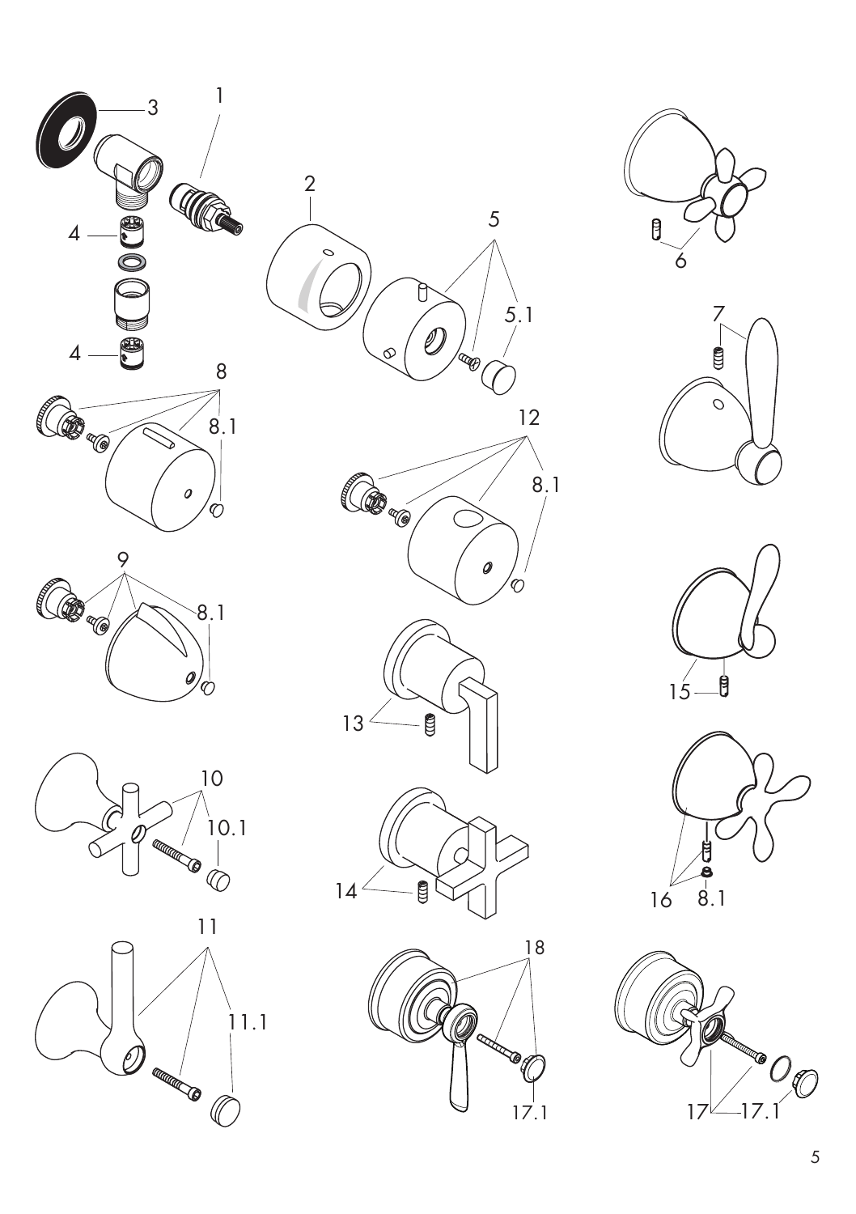3 1

2

5

5.1

6

4

4

8

8.1

7

12

8.1

9

8.1

15

13

10

10.1

14

16 8.1

11

11.1

18

17.1

17 17.1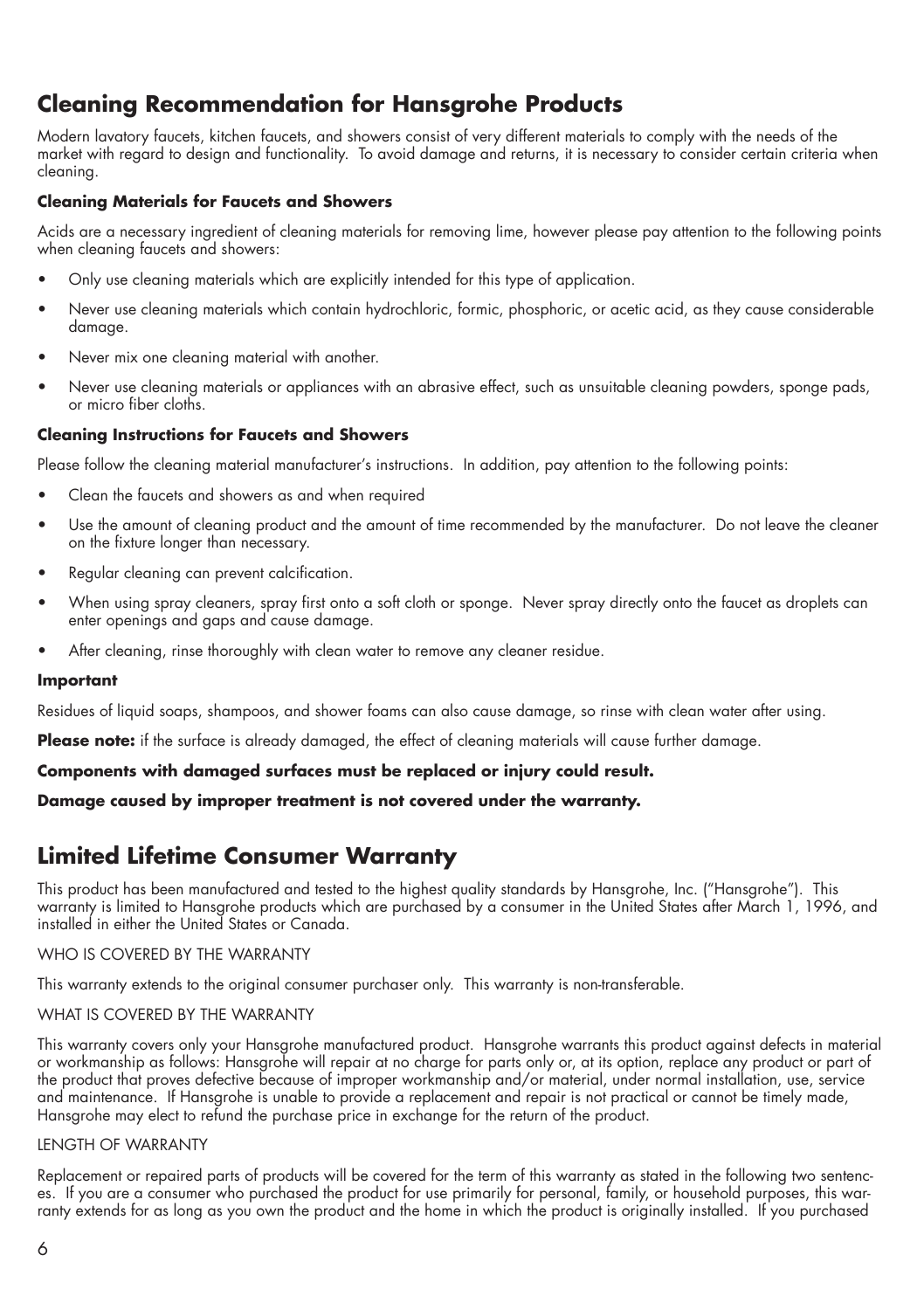## Cleaning Recommendation for Hansgrohe Products

Modern lavatory faucets, kitchen faucets, and showers consist of very different materials to comply with the needs of the market with regard to design and functionality. To avoid damage and returns, it is necessary to consider certain criteria when cleaning.

### Cleaning Materials for Faucets and Showers

Acids are a necessary ingredient of cleaning materials for removing lime, however please pay attention to the following points when cleaning faucets and showers:

- Only use cleaning materials which are explicitly intended for this type of application.
- Never use cleaning materials which contain hydrochloric, formic, phosphoric, or acetic acid, as they cause considerable damage.
- Never mix one cleaning material with another.
- Never use cleaning materials or appliances with an abrasive effect, such as unsuitable cleaning powders, sponge pads, or micro fiber cloths.

### Cleaning Instructions for Faucets and Showers

Please follow the cleaning material manufacturer's instructions. In addition, pay attention to the following points:

- Clean the faucets and showers as and when required
- Use the amount of cleaning product and the amount of time recommended by the manufacturer. Do not leave the cleaner on the fixture longer than necessary.
- Regular cleaning can prevent calcification.
- When using spray cleaners, spray first onto a soft cloth or sponge. Never spray directly onto the faucet as droplets can enter openings and gaps and cause damage.
- After cleaning, rinse thoroughly with clean water to remove any cleaner residue.

### Important

Residues of liquid soaps, shampoos, and shower foams can also cause damage, so rinse with clean water after using.

**Please note:** if the surface is already damaged, the effect of cleaning materials will cause further damage.

**Components with damaged surfaces must be replaced or injury could result.**

**Damage caused by improper treatment is not covered under the warranty.**

## Limited Lifetime Consumer Warranty

This product has been manufactured and tested to the highest quality standards by Hansgrohe, Inc. ("Hansgrohe"). This warranty is limited to Hansgrohe products which are purchased by a consumer in the United States after March 1, 1996, and installed in either the United States or Canada.

WHO IS COVERED BY THE WARRANTY

This warranty extends to the original consumer purchaser only. This warranty is non-transferable.

WHAT IS COVERED BY THE WARRANTY

This warranty covers only your Hansgrohe manufactured product. Hansgrohe warrants this product against defects in material or workmanship as follows: Hansgrohe will repair at no charge for parts only or, at its option, replace any product or part of the product that proves defective because of improper workmanship and/or material, under normal installation, use, service and maintenance. If Hansgrohe is unable to provide a replacement and repair is not practical or cannot be timely made, Hansgrohe may elect to refund the purchase price in exchange for the return of the product.

LENGTH OF WARRANTY

Replacement or repaired parts of products will be covered for the term of this warranty as stated in the following two sentences. If you are a consumer who purchased the product for use primarily for personal, family, or household purposes, this warranty extends for as long as you own the product and the home in which the product is originally installed. If you purchased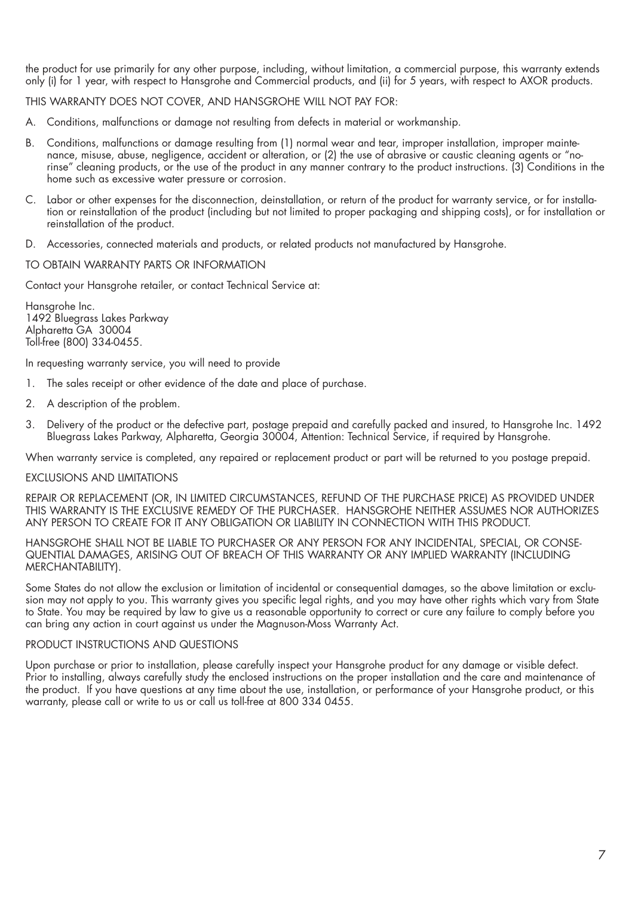the product for use primarily for any other purpose, including, without limitation, a commercial purpose, this warranty extends only (i) for 1 year, with respect to Hansgrohe and Commercial products, and (ii) for 5 years, with respect to AXOR products.

THIS WARRANTY DOES NOT COVER, AND HANSGROHE WILL NOT PAY FOR:

A. Conditions, malfunctions or damage not resulting from defects in material or workmanship.

B. Conditions, malfunctions or damage resulting from (1) normal wear and tear, improper installation, improper maintenance, misuse, abuse, negligence, accident or alteration, or (2) the use of abrasive or caustic cleaning agents or "no-rinse" cleaning products, or the use of the product in any manner contrary to the product instructions. (3) Conditions in the home such as excessive water pressure or corrosion.

C. Labor or other expenses for the disconnection, deinstallation, or return of the product for warranty service, or for installation or reinstallation of the product (including but not limited to proper packaging and shipping costs), or for installation or reinstallation of the product.

D. Accessories, connected materials and products, or related products not manufactured by Hansgrohe.

TO OBTAIN WARRANTY PARTS OR INFORMATION

Contact your Hansgrohe retailer, or contact Technical Service at:

Hansgrohe Inc.
1492 Bluegrass Lakes Parkway
Alpharetta GA 30004
Toll-free (800) 334-0455.

In requesting warranty service, you will need to provide

1. The sales receipt or other evidence of the date and place of purchase.

2. A description of the problem.

3. Delivery of the product or the defective part, postage prepaid and carefully packed and insured, to Hansgrohe Inc. 1492 Bluegrass Lakes Parkway, Alpharetta, Georgia 30004, Attention: Technical Service, if required by Hansgrohe.

When warranty service is completed, any repaired or replacement product or part will be returned to you postage prepaid.

EXCLUSIONS AND LIMITATIONS

REPAIR OR REPLACEMENT (OR, IN LIMITED CIRCUMSTANCES, REFUND OF THE PURCHASE PRICE) AS PROVIDED UNDER THIS WARRANTY IS THE EXCLUSIVE REMEDY OF THE PURCHASER. HANSGROHE NEITHER ASSUMES NOR AUTHORIZES ANY PERSON TO CREATE FOR IT ANY OBLIGATION OR LIABILITY IN CONNECTION WITH THIS PRODUCT.

HANSGROHE SHALL NOT BE LIABLE TO PURCHASER OR ANY PERSON FOR ANY INCIDENTAL, SPECIAL, OR CONSEQUENTIAL DAMAGES, ARISING OUT OF BREACH OF THIS WARRANTY OR ANY IMPLIED WARRANTY (INCLUDING MERCHANTABILITY).

Some States do not allow the exclusion or limitation of incidental or consequential damages, so the above limitation or exclusion may not apply to you. This warranty gives you specific legal rights, and you may have other rights which vary from State to State. You may be required by law to give us a reasonable opportunity to correct or cure any failure to comply before you can bring any action in court against us under the Magnuson-Moss Warranty Act.

PRODUCT INSTRUCTIONS AND QUESTIONS

Upon purchase or prior to installation, please carefully inspect your Hansgrohe product for any damage or visible defect. Prior to installing, always carefully study the enclosed instructions on the proper installation and the care and maintenance of the product. If you have questions at any time about the use, installation, or performance of your Hansgrohe product, or this warranty, please call or write to us or call us toll-free at 800 334 0455.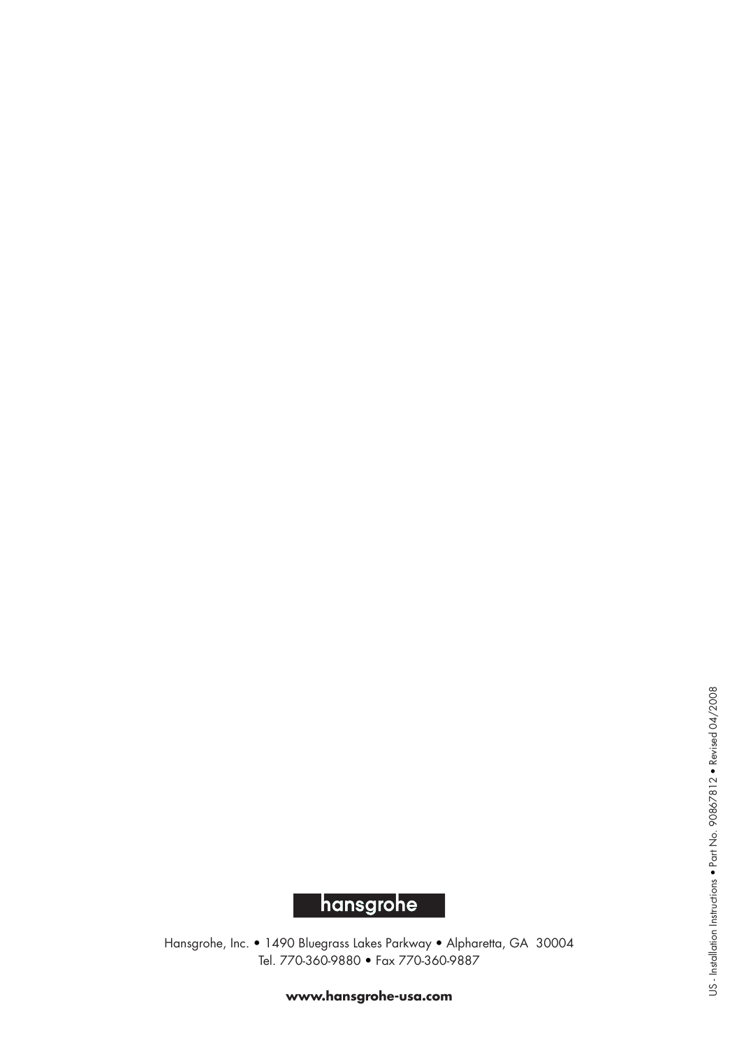hansgrohe

Hansgrohe, Inc. • 1490 Bluegrass Lakes Parkway • Alpharetta, GA 30004
Tel. 770-360-9880 • Fax 770-360-9887

**www.hansgrohe-usa.com**

US - Installation Instructions • Part No. 90867812 • Revised 04/2008